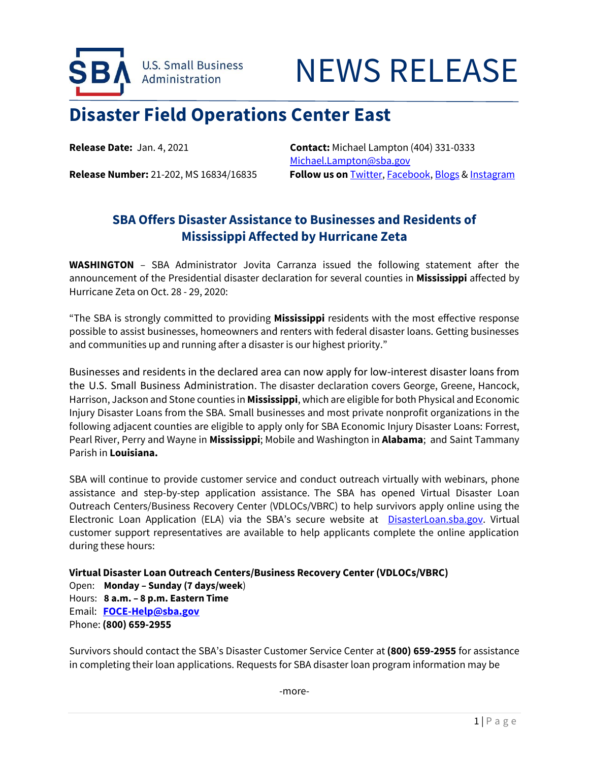U.S. Small Business Administration

# NEWS RELEASE

## Disaster Field Operations Center East

**Release Date:** Jan. 4, 2021

**Release Number:** 21-202, MS 16834/16835

**Contact:** Michael Lampton (404) 331-0333
Michael.Lampton@sba.gov

**Follow us on** Twitter, Facebook, Blogs & Instagram

### SBA Offers Disaster Assistance to Businesses and Residents of Mississippi Affected by Hurricane Zeta

**WASHINGTON** – SBA Administrator Jovita Carranza issued the following statement after the announcement of the Presidential disaster declaration for several counties in **Mississippi** affected by Hurricane Zeta on Oct. 28 - 29, 2020:

"The SBA is strongly committed to providing **Mississippi** residents with the most effective response possible to assist businesses, homeowners and renters with federal disaster loans. Getting businesses and communities up and running after a disaster is our highest priority."

Businesses and residents in the declared area can now apply for low-interest disaster loans from the U.S. Small Business Administration. The disaster declaration covers George, Greene, Hancock, Harrison, Jackson and Stone counties in **Mississippi**, which are eligible for both Physical and Economic Injury Disaster Loans from the SBA. Small businesses and most private nonprofit organizations in the following adjacent counties are eligible to apply only for SBA Economic Injury Disaster Loans: Forrest, Pearl River, Perry and Wayne in **Mississippi**; Mobile and Washington in **Alabama**; and Saint Tammany Parish in **Louisiana.**

SBA will continue to provide customer service and conduct outreach virtually with webinars, phone assistance and step-by-step application assistance. The SBA has opened Virtual Disaster Loan Outreach Centers/Business Recovery Center (VDLOCs/VBRC) to help survivors apply online using the Electronic Loan Application (ELA) via the SBA's secure website at DisasterLoan.sba.gov. Virtual customer support representatives are available to help applicants complete the online application during these hours:

**Virtual Disaster Loan Outreach Centers/Business Recovery Center (VDLOCs/VBRC)**
Open: **Monday – Sunday (7 days/week**)
Hours: **8 a.m. – 8 p.m. Eastern Time**
Email: **FOCE-Help@sba.gov**
Phone: **(800) 659-2955**

Survivors should contact the SBA's Disaster Customer Service Center at **(800) 659-2955** for assistance in completing their loan applications. Requests for SBA disaster loan program information may be

-more-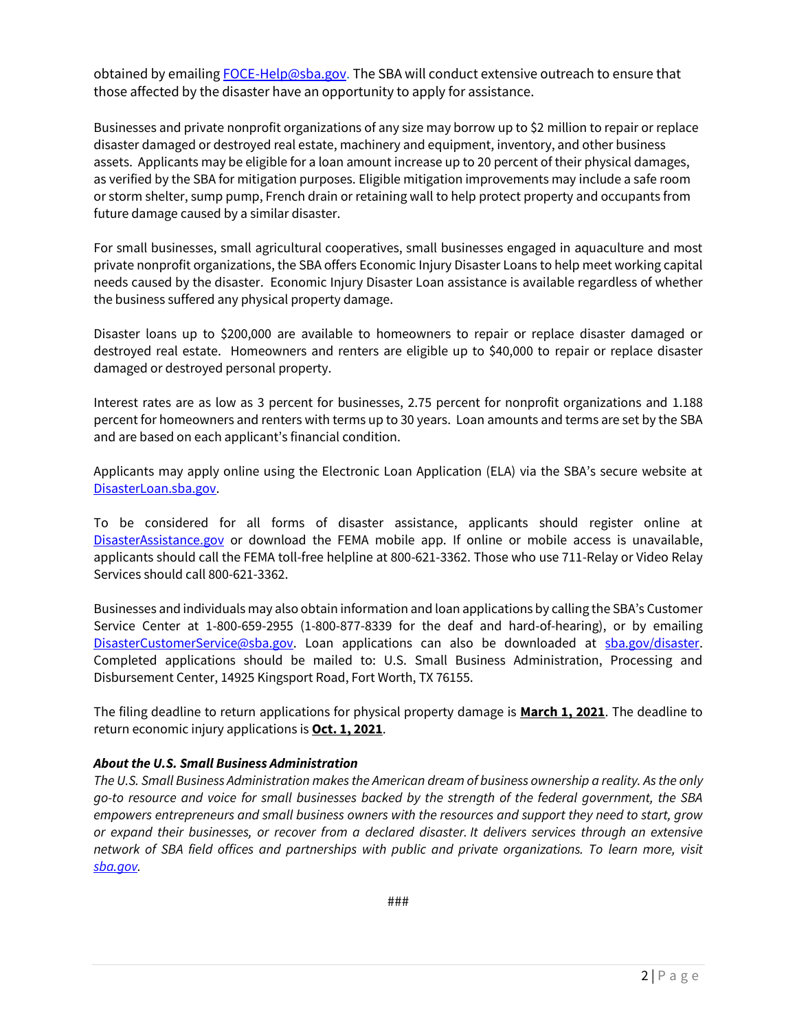obtained by emailing FOCE-Help@sba.gov. The SBA will conduct extensive outreach to ensure that those affected by the disaster have an opportunity to apply for assistance.

Businesses and private nonprofit organizations of any size may borrow up to $2 million to repair or replace disaster damaged or destroyed real estate, machinery and equipment, inventory, and other business assets. Applicants may be eligible for a loan amount increase up to 20 percent of their physical damages, as verified by the SBA for mitigation purposes. Eligible mitigation improvements may include a safe room or storm shelter, sump pump, French drain or retaining wall to help protect property and occupants from future damage caused by a similar disaster.

For small businesses, small agricultural cooperatives, small businesses engaged in aquaculture and most private nonprofit organizations, the SBA offers Economic Injury Disaster Loans to help meet working capital needs caused by the disaster. Economic Injury Disaster Loan assistance is available regardless of whether the business suffered any physical property damage.

Disaster loans up to $200,000 are available to homeowners to repair or replace disaster damaged or destroyed real estate. Homeowners and renters are eligible up to $40,000 to repair or replace disaster damaged or destroyed personal property.

Interest rates are as low as 3 percent for businesses, 2.75 percent for nonprofit organizations and 1.188 percent for homeowners and renters with terms up to 30 years. Loan amounts and terms are set by the SBA and are based on each applicant's financial condition.

Applicants may apply online using the Electronic Loan Application (ELA) via the SBA's secure website at DisasterLoan.sba.gov.

To be considered for all forms of disaster assistance, applicants should register online at DisasterAssistance.gov or download the FEMA mobile app. If online or mobile access is unavailable, applicants should call the FEMA toll-free helpline at 800-621-3362. Those who use 711-Relay or Video Relay Services should call 800-621-3362.

Businesses and individuals may also obtain information and loan applications by calling the SBA's Customer Service Center at 1-800-659-2955 (1-800-877-8339 for the deaf and hard-of-hearing), or by emailing DisasterCustomerService@sba.gov. Loan applications can also be downloaded at sba.gov/disaster. Completed applications should be mailed to: U.S. Small Business Administration, Processing and Disbursement Center, 14925 Kingsport Road, Fort Worth, TX 76155.

The filing deadline to return applications for physical property damage is **March 1, 2021**. The deadline to return economic injury applications is **Oct. 1, 2021**.

***About the U.S. Small Business Administration***

*The U.S. Small Business Administration makes the American dream of business ownership a reality. As the only go-to resource and voice for small businesses backed by the strength of the federal government, the SBA empowers entrepreneurs and small business owners with the resources and support they need to start, grow or expand their businesses, or recover from a declared disaster. It delivers services through an extensive network of SBA field offices and partnerships with public and private organizations. To learn more, visit sba.gov.*

###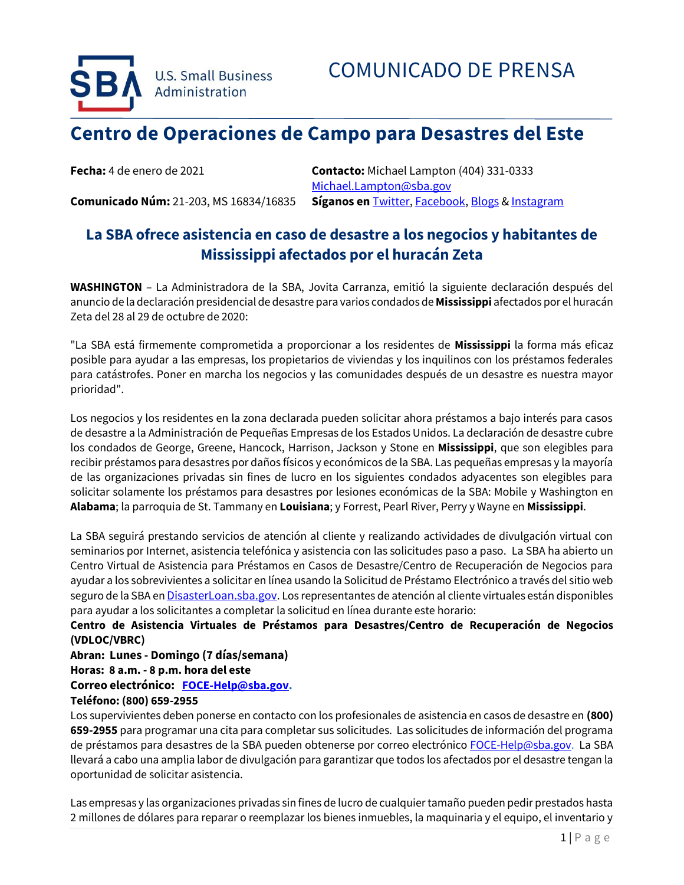U.S. Small Business Administration

# COMUNICADO DE PRENSA

## Centro de Operaciones de Campo para Desastres del Este

**Fecha:** 4 de enero de 2021

**Comunicado Núm:** 21-203, MS 16834/16835

**Contacto:** Michael Lampton (404) 331-0333 [Michael.Lampton@sba.gov](mailto:Michael.Lampton@sba.gov)

**Síganos en** [Twitter](), [Facebook](), [Blogs]() & [Instagram]()

### La SBA ofrece asistencia en caso de desastre a los negocios y habitantes de Mississippi afectados por el huracán Zeta

**WASHINGTON** – La Administradora de la SBA, Jovita Carranza, emitió la siguiente declaración después del anuncio de la declaración presidencial de desastre para varios condados de **Mississippi** afectados por el huracán Zeta del 28 al 29 de octubre de 2020:

"La SBA está firmemente comprometida a proporcionar a los residentes de **Mississippi** la forma más eficaz posible para ayudar a las empresas, los propietarios de viviendas y los inquilinos con los préstamos federales para catástrofes. Poner en marcha los negocios y las comunidades después de un desastre es nuestra mayor prioridad".

Los negocios y los residentes en la zona declarada pueden solicitar ahora préstamos a bajo interés para casos de desastre a la Administración de Pequeñas Empresas de los Estados Unidos. La declaración de desastre cubre los condados de George, Greene, Hancock, Harrison, Jackson y Stone en **Mississippi**, que son elegibles para recibir préstamos para desastres por daños físicos y económicos de la SBA. Las pequeñas empresas y la mayoría de las organizaciones privadas sin fines de lucro en los siguientes condados adyacentes son elegibles para solicitar solamente los préstamos para desastres por lesiones económicas de la SBA: Mobile y Washington en **Alabama**; la parroquia de St. Tammany en **Louisiana**; y Forrest, Pearl River, Perry y Wayne en **Mississippi**.

La SBA seguirá prestando servicios de atención al cliente y realizando actividades de divulgación virtual con seminarios por Internet, asistencia telefónica y asistencia con las solicitudes paso a paso. La SBA ha abierto un Centro Virtual de Asistencia para Préstamos en Casos de Desastre/Centro de Recuperación de Negocios para ayudar a los sobrevivientes a solicitar en línea usando la Solicitud de Préstamo Electrónico a través del sitio web seguro de la SBA en [DisasterLoan.sba.gov](). Los representantes de atención al cliente virtuales están disponibles para ayudar a los solicitantes a completar la solicitud en línea durante este horario:

**Centro de Asistencia Virtuales de Préstamos para Desastres/Centro de Recuperación de Negocios (VDLOC/VBRC)**
**Abran: Lunes - Domingo (7 días/semana)**
**Horas: 8 a.m. - 8 p.m. hora del este**
**Correo electrónico: [FOCE-Help@sba.gov](mailto:FOCE-Help@sba.gov).**
**Teléfono: (800) 659-2955**

Los supervivientes deben ponerse en contacto con los profesionales de asistencia en casos de desastre en **(800) 659-2955** para programar una cita para completar sus solicitudes. Las solicitudes de información del programa de préstamos para desastres de la SBA pueden obtenerse por correo electrónico [FOCE-Help@sba.gov](mailto:FOCE-Help@sba.gov). La SBA llevará a cabo una amplia labor de divulgación para garantizar que todos los afectados por el desastre tengan la oportunidad de solicitar asistencia.

Las empresas y las organizaciones privadas sin fines de lucro de cualquier tamaño pueden pedir prestados hasta 2 millones de dólares para reparar o reemplazar los bienes inmuebles, la maquinaria y el equipo, el inventario y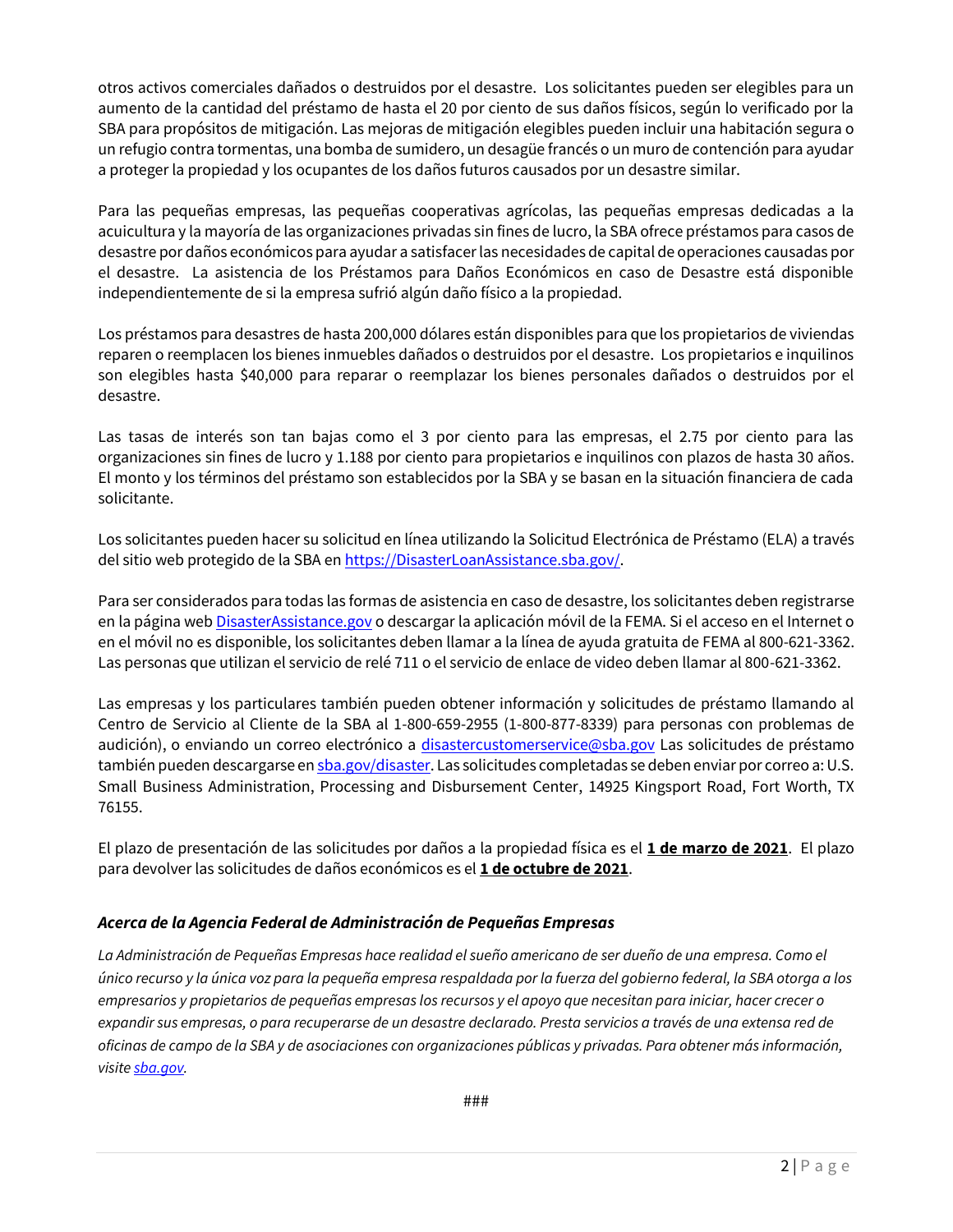otros activos comerciales dañados o destruidos por el desastre. Los solicitantes pueden ser elegibles para un aumento de la cantidad del préstamo de hasta el 20 por ciento de sus daños físicos, según lo verificado por la SBA para propósitos de mitigación. Las mejoras de mitigación elegibles pueden incluir una habitación segura o un refugio contra tormentas, una bomba de sumidero, un desagüe francés o un muro de contención para ayudar a proteger la propiedad y los ocupantes de los daños futuros causados por un desastre similar.

Para las pequeñas empresas, las pequeñas cooperativas agrícolas, las pequeñas empresas dedicadas a la acuicultura y la mayoría de las organizaciones privadas sin fines de lucro, la SBA ofrece préstamos para casos de desastre por daños económicos para ayudar a satisfacer las necesidades de capital de operaciones causadas por el desastre. La asistencia de los Préstamos para Daños Económicos en caso de Desastre está disponible independientemente de si la empresa sufrió algún daño físico a la propiedad.

Los préstamos para desastres de hasta 200,000 dólares están disponibles para que los propietarios de viviendas reparen o reemplacen los bienes inmuebles dañados o destruidos por el desastre. Los propietarios e inquilinos son elegibles hasta $40,000 para reparar o reemplazar los bienes personales dañados o destruidos por el desastre.

Las tasas de interés son tan bajas como el 3 por ciento para las empresas, el 2.75 por ciento para las organizaciones sin fines de lucro y 1.188 por ciento para propietarios e inquilinos con plazos de hasta 30 años. El monto y los términos del préstamo son establecidos por la SBA y se basan en la situación financiera de cada solicitante.

Los solicitantes pueden hacer su solicitud en línea utilizando la Solicitud Electrónica de Préstamo (ELA) a través del sitio web protegido de la SBA en [https://DisasterLoanAssistance.sba.gov/](https://DisasterLoanAssistance.sba.gov/).

Para ser considerados para todas las formas de asistencia en caso de desastre, los solicitantes deben registrarse en la página web [DisasterAssistance.gov](DisasterAssistance.gov) o descargar la aplicación móvil de la FEMA. Si el acceso en el Internet o en el móvil no es disponible, los solicitantes deben llamar a la línea de ayuda gratuita de FEMA al 800-621-3362. Las personas que utilizan el servicio de relé 711 o el servicio de enlace de video deben llamar al 800-621-3362.

Las empresas y los particulares también pueden obtener información y solicitudes de préstamo llamando al Centro de Servicio al Cliente de la SBA al 1-800-659-2955 (1-800-877-8339) para personas con problemas de audición), o enviando un correo electrónico a [disastercustomerservice@sba.gov](mailto:disastercustomerservice@sba.gov) Las solicitudes de préstamo también pueden descargarse en [sba.gov/disaster](sba.gov/disaster). Las solicitudes completadas se deben enviar por correo a: U.S. Small Business Administration, Processing and Disbursement Center, 14925 Kingsport Road, Fort Worth, TX 76155.

El plazo de presentación de las solicitudes por daños a la propiedad física es el **1 de marzo de 2021**. El plazo para devolver las solicitudes de daños económicos es el **1 de octubre de 2021**.

### *Acerca de la Agencia Federal de Administración de Pequeñas Empresas*

*La Administración de Pequeñas Empresas hace realidad el sueño americano de ser dueño de una empresa. Como el único recurso y la única voz para la pequeña empresa respaldada por la fuerza del gobierno federal, la SBA otorga a los empresarios y propietarios de pequeñas empresas los recursos y el apoyo que necesitan para iniciar, hacer crecer o expandir sus empresas, o para recuperarse de un desastre declarado. Presta servicios a través de una extensa red de oficinas de campo de la SBA y de asociaciones con organizaciones públicas y privadas. Para obtener más información, visite [sba.gov](sba.gov).*

###